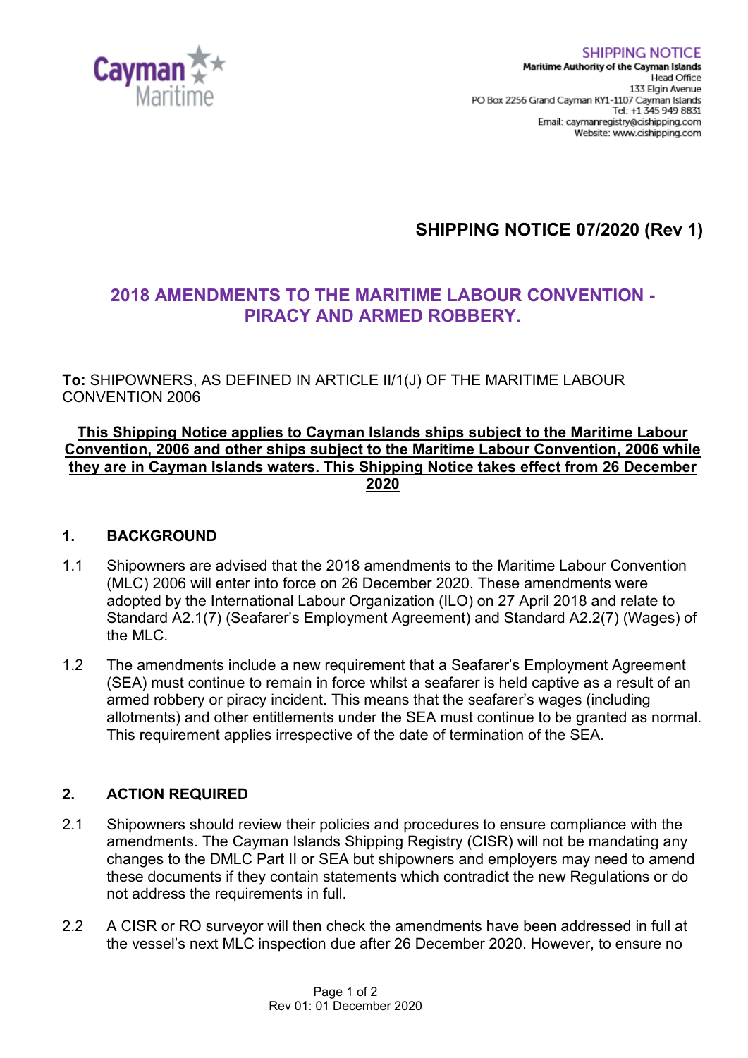SHIPPING NOTICE

**Maritime Authority of the Cayman Islands**
Head Office
133 Elgin Avenue
PO Box 2256 Grand Cayman KY1-1107 Cayman Islands
Tel: +1 345 949 8831
Email: caymanregistry@cishipping.com
Website: www.cishipping.com

# SHIPPING NOTICE 07/2020 (Rev 1)

## 2018 AMENDMENTS TO THE MARITIME LABOUR CONVENTION - PIRACY AND ARMED ROBBERY.

**To:** SHIPOWNERS, AS DEFINED IN ARTICLE II/1(J) OF THE MARITIME LABOUR CONVENTION 2006

**This Shipping Notice applies to Cayman Islands ships subject to the Maritime Labour Convention, 2006 and other ships subject to the Maritime Labour Convention, 2006 while they are in Cayman Islands waters. This Shipping Notice takes effect from 26 December 2020**

### 1. BACKGROUND

1.1 Shipowners are advised that the 2018 amendments to the Maritime Labour Convention (MLC) 2006 will enter into force on 26 December 2020. These amendments were adopted by the International Labour Organization (ILO) on 27 April 2018 and relate to Standard A2.1(7) (Seafarer's Employment Agreement) and Standard A2.2(7) (Wages) of the MLC.

1.2 The amendments include a new requirement that a Seafarer's Employment Agreement (SEA) must continue to remain in force whilst a seafarer is held captive as a result of an armed robbery or piracy incident. This means that the seafarer's wages (including allotments) and other entitlements under the SEA must continue to be granted as normal. This requirement applies irrespective of the date of termination of the SEA.

### 2. ACTION REQUIRED

2.1 Shipowners should review their policies and procedures to ensure compliance with the amendments. The Cayman Islands Shipping Registry (CISR) will not be mandating any changes to the DMLC Part II or SEA but shipowners and employers may need to amend these documents if they contain statements which contradict the new Regulations or do not address the requirements in full.

2.2 A CISR or RO surveyor will then check the amendments have been addressed in full at the vessel's next MLC inspection due after 26 December 2020. However, to ensure no

Rev 01: 01 December 2020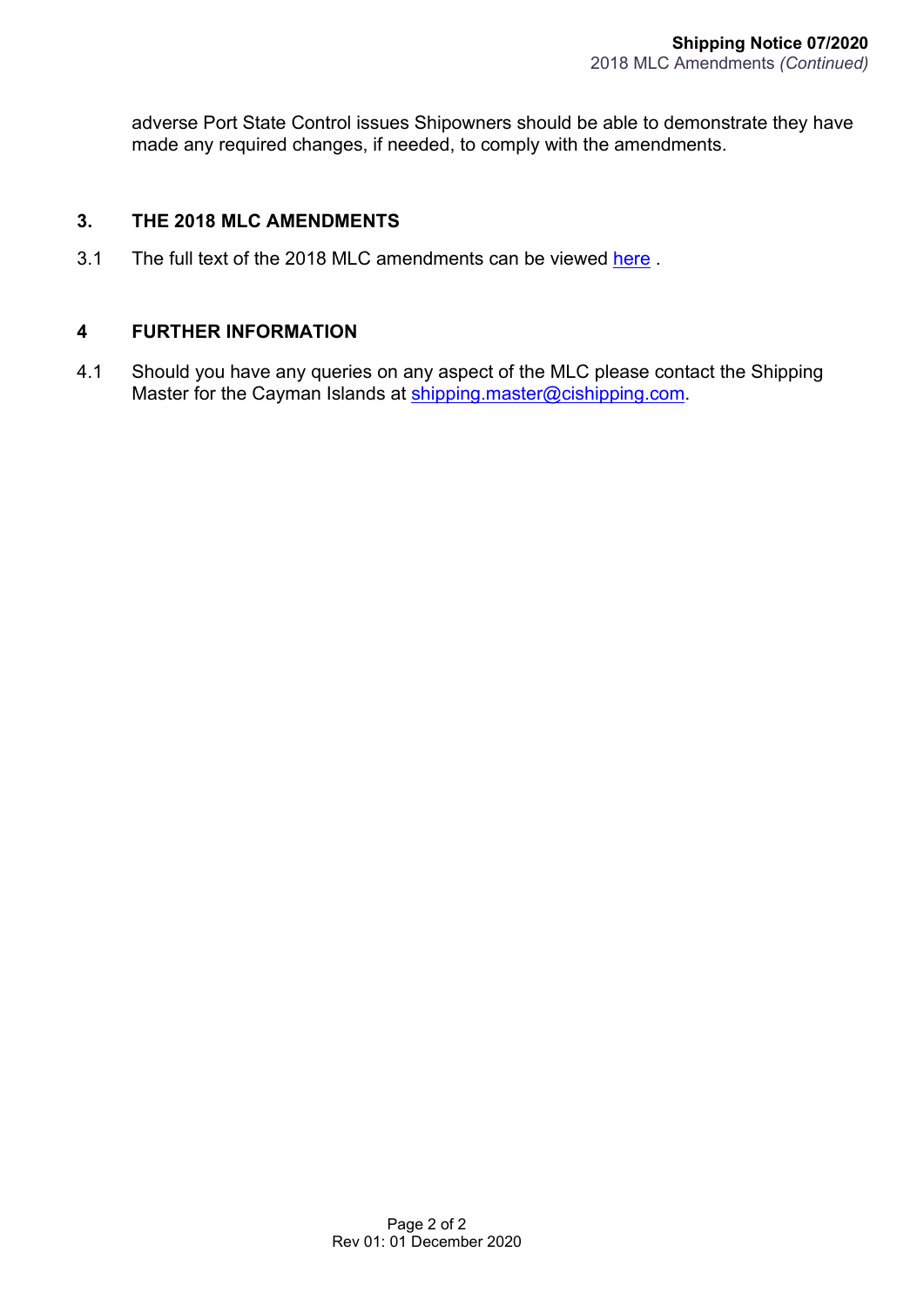adverse Port State Control issues Shipowners should be able to demonstrate they have made any required changes, if needed, to comply with the amendments.

## 3. THE 2018 MLC AMENDMENTS

3.1 The full text of the 2018 MLC amendments can be viewed here .

## 4 FURTHER INFORMATION

4.1 Should you have any queries on any aspect of the MLC please contact the Shipping Master for the Cayman Islands at shipping.master@cishipping.com.

Rev 01: 01 December 2020